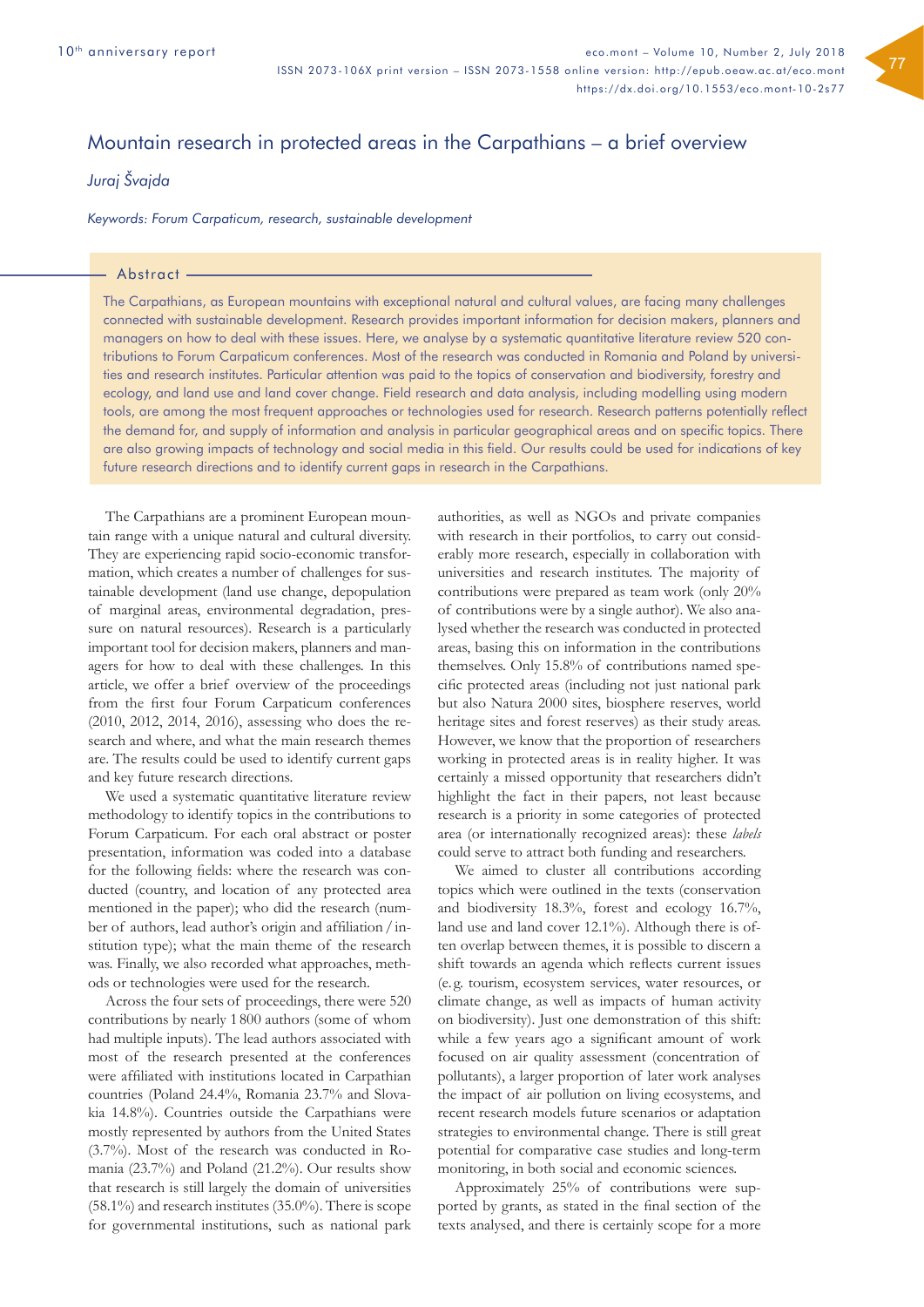# Mountain research in protected areas in the Carpathians – a brief overview

*Juraj Švajda*

*Keywords: Forum Carpaticum, research, sustainable development*

## Abstract

The Carpathians, as European mountains with exceptional natural and cultural values, are facing many challenges connected with sustainable development. Research provides important information for decision makers, planners and managers on how to deal with these issues. Here, we analyse by a systematic quantitative literature review 520 contributions to Forum Carpaticum conferences. Most of the research was conducted in Romania and Poland by universities and research institutes. Particular attention was paid to the topics of conservation and biodiversity, forestry and ecology, and land use and land cover change. Field research and data analysis, including modelling using modern tools, are among the most frequent approaches or technologies used for research. Research patterns potentially reflect the demand for, and supply of information and analysis in particular geographical areas and on specific topics. There are also growing impacts of technology and social media in this field. Our results could be used for indications of key future research directions and to identify current gaps in research in the Carpathians.

The Carpathians are a prominent European mountain range with a unique natural and cultural diversity. They are experiencing rapid socio-economic transformation, which creates a number of challenges for sustainable development (land use change, depopulation of marginal areas, environmental degradation, pressure on natural resources). Research is a particularly important tool for decision makers, planners and managers for how to deal with these challenges. In this article, we offer a brief overview of the proceedings from the first four Forum Carpaticum conferences (2010, 2012, 2014, 2016), assessing who does the research and where, and what the main research themes are. The results could be used to identify current gaps and key future research directions.

We used a systematic quantitative literature review methodology to identify topics in the contributions to Forum Carpaticum. For each oral contribution or poster presentation, information was coded into a database for the following fields: where the research was conducted (country, and location of any protected area mentioned in the paper); who did the research (number of authors, lead author's origin and affiliation / institution type); what the main theme of the research was. Finally, we also recorded what approaches, methods or technologies were used for the research.

Across the four sets of proceedings, there were 520 contributions by nearly 1 800 authors (some of whom had multiple inputs). The lead authors associated with most of the research presented at the conferences were affiliated with institutions located in Carpathian countries (Poland 24.4%, Romania 23.7% and Slovakia 14.8%). Countries outside the Carpathians were mostly represented by authors from the United States (3.7%). Most of the research was conducted in Romania (23.7%) and Poland (21.2%). Our results show that research is still largely the domain of universities (58.1%) and research institutes (35.0%). There is scope for governmental institutions, such as national park authorities, as well as NGOs and private companies with research in their portfolios, to carry out considerably more research, especially in collaboration with universities and research institutes. The majority of contributions were prepared as team work (only 20% of contributions were by a single author). We also analysed whether the research was conducted in protected areas, basing this on information in the contributions themselves. Only 15.8% of contributions named specific protected areas (including not just national park but also Natura 2000 sites, biosphere reserves, world heritage sites and forest reserves) as their study areas. However, we know that the proportion of researchers working in protected areas is in reality higher. It was certainly a missed opportunity that researchers didn't highlight the fact in their papers, not least because research is a priority in some categories of protected area (or internationally recognized areas): these *labels* could serve to attract both funding and researchers.

We aimed to cluster all contributions according topics which were outlined in the texts (conservation and biodiversity 18.3%, forest and ecology 16.7%, land use and land cover 12.1%). Although there is often overlap between themes, it is possible to discern a shift towards an agenda which reflects current issues (e.g. tourism, ecosystem services, water resources, or climate change, as well as impacts of human activity on biodiversity). Just one demonstration of this shift: while a few years ago a significant amount of work focused on air quality assessment (concentration of pollutants), a larger proportion of later work analyses the impact of air pollution on living ecosystems, and recent research models future scenarios or adaptation strategies for environmental change. There is still great potential for comparative case studies and long-term monitoring, in both social and economic sciences.

Approximately 25% of contributions were supported by grants, as stated in the final section of the texts analysed, and there is certainly scope for a more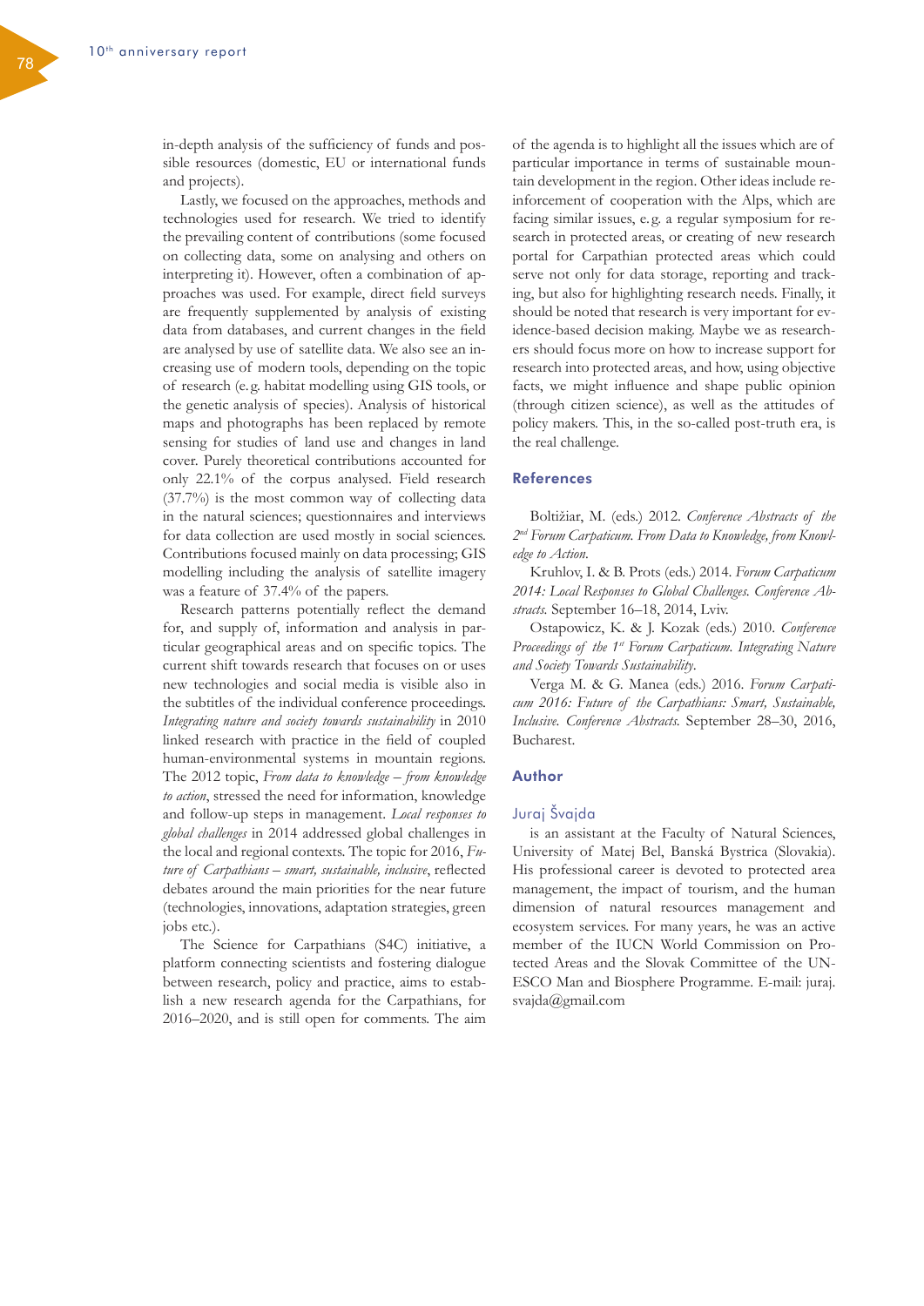in-depth analysis of the sufficiency of funds and possible resources (domestic, EU or international funds and projects).

Lastly, we focused on the approaches, methods and technologies used for research. We tried to identify the prevailing content of contributions (some focused on collecting data, some on analysing and others on interpreting it). However, often a combination of approaches was used. For example, direct field surveys are frequently supplemented by analysis of existing data from databases, and current changes in the field are analysed by use of satellite data. We also see an increasing use of modern tools, depending on the topic of research (e.g. habitat modelling using GIS tools, or the genetic analysis of species). Analysis of historical maps and photographs has been replaced by remote sensing for studies of land use and changes in land cover. Purely theoretical contributions accounted for only 22.1% of the corpus analysed. Field research (37.7%) is the most common way of collecting data in the natural sciences; questionnaires and interviews for data collection are used mostly in social sciences. Contributions focused mainly on data processing; GIS modelling including the analysis of satellite imagery was a feature of 37.4% of the papers.

Research patterns potentially reflect the demand for, and supply of, information and analysis in particular geographical areas and on specific topics. The current shift towards research that focuses on or uses new technologies and social media is visible also in the subtitles of the individual conference proceedings. *Integrating nature and society towards sustainability* in 2010 linked research with practice in the field of coupled human-environmental systems in mountain regions. The 2012 topic, *From data to knowledge – from knowledge to action*, stressed the need for information, knowledge and follow-up steps in management. *Local responses to global challenges* in 2014 addressed global challenges in the local and regional contexts. The topic for 2016, *Future of Carpathians – smart, sustainable, inclusive*, reflected debates around the main priorities for the near future (technologies, innovations, adaptation strategies, green jobs etc.).

The Science for Carpathians (S4C) initiative, a platform connecting scientists and fostering dialogue between research, policy and practice, aims to establish a new research agenda for the Carpathians, for 2016–2020, and is still open for comments. The aim of the agenda is to highlight all the issues which are of particular importance in terms of sustainable mountain development in the region. Other ideas include reinforcement of cooperation with the Alps, which are facing similar issues, e.g. a regular symposium for research in protected areas, or creating of new research portal for Carpathian protected areas which could serve not only for data storage, reporting and tracking, but also for highlighting research needs. Finally, it should be noted that research is very important for evidence-based decision making. Maybe we as researchers should focus more on how to increase support for research into protected areas, and how, using objective facts, we might influence and shape public opinion (through citizen science), as well as the attitudes of policy makers. This, in the so-called post-truth era, is the real challenge.

## References

Boltižiar, M. (eds.) 2012. *Conference Abstracts of the 2nd Forum Carpaticum. From Data to Knowledge, from Knowledge to Action.*

Kruhlov, I. & B. Prots (eds.) 2014. *Forum Carpaticum 2014: Local Responses to Global Challenges. Conference Abstracts.* September 16–18, 2014, Lviv.

Ostapowicz, K. & J. Kozak (eds.) 2010. *Conference Proceedings of the 1st Forum Carpaticum. Integrating Nature and Society Towards Sustainability.*

Verga M. & G. Manea (eds.) 2016. *Forum Carpaticum 2016: Future of the Carpathians: Smart, Sustainable, Inclusive. Conference Abstracts.* September 28–30, 2016, Bucharest.

## Author

### Juraj Švajda

is an assistant at the Faculty of Natural Sciences, University of Matej Bel, Banská Bystrica (Slovakia). His professional career is devoted to protected area management, the impact of tourism, and the human dimension of natural resources management and ecosystem services. For many years, he was an active member of the IUCN World Commission on Protected Areas and the Slovak Committee of the UNESCO Man and Biosphere Programme. E-mail: juraj.svajda@gmail.com